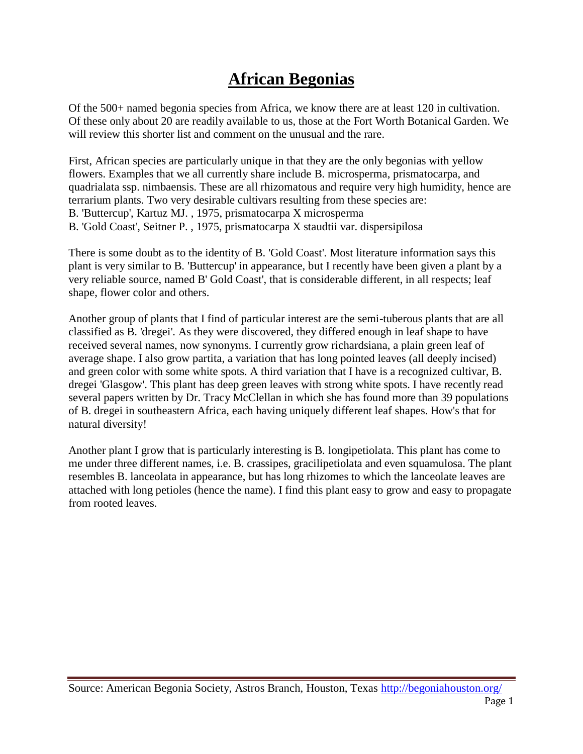# African Begonias

Of the 500+ named begonia species from Africa, we know there are at least 120 in cultivation. Of these only about 20 are readily available to us, those at the Fort Worth Botanical Garden. We will review this shorter list and comment on the unusual and the rare.

First, African species are particularly unique in that they are the only begonias with yellow flowers. Examples that we all currently share include B. microsperma, prismatocarpa, and quadrialata ssp. nimbaensis. These are all rhizomatous and require very high humidity, hence are terrarium plants. Two very desirable cultivars resulting from these species are:
B. 'Buttercup', Kartuz MJ. , 1975, prismatocarpa X microsperma
B. 'Gold Coast', Seitner P. , 1975, prismatocarpa X staudtii var. dispersipilosa

There is some doubt as to the identity of B. 'Gold Coast'. Most literature information says this plant is very similar to B. 'Buttercup' in appearance, but I recently have been given a plant by a very reliable source, named B' Gold Coast', that is considerable different, in all respects; leaf shape, flower color and others.

Another group of plants that I find of particular interest are the semi-tuberous plants that are all classified as B. 'dregei'. As they were discovered, they differed enough in leaf shape to have received several names, now synonyms. I currently grow richardsiana, a plain green leaf of average shape. I also grow partita, a variation that has long pointed leaves (all deeply incised) and green color with some white spots. A third variation that I have is a recognized cultivar, B. dregei 'Glasgow'. This plant has deep green leaves with strong white spots. I have recently read several papers written by Dr. Tracy McClellan in which she has found more than 39 populations of B. dregei in southeastern Africa, each having uniquely different leaf shapes. How's that for natural diversity!

Another plant I grow that is particularly interesting is B. longipetiolata. This plant has come to me under three different names, i.e. B. crassipes, gracilipetiolata and even squamulosa. The plant resembles B. lanceolata in appearance, but has long rhizomes to which the lanceolate leaves are attached with long petioles (hence the name). I find this plant easy to grow and easy to propagate from rooted leaves.

Source: American Begonia Society, Astros Branch, Houston, Texas http://begoniahouston.org/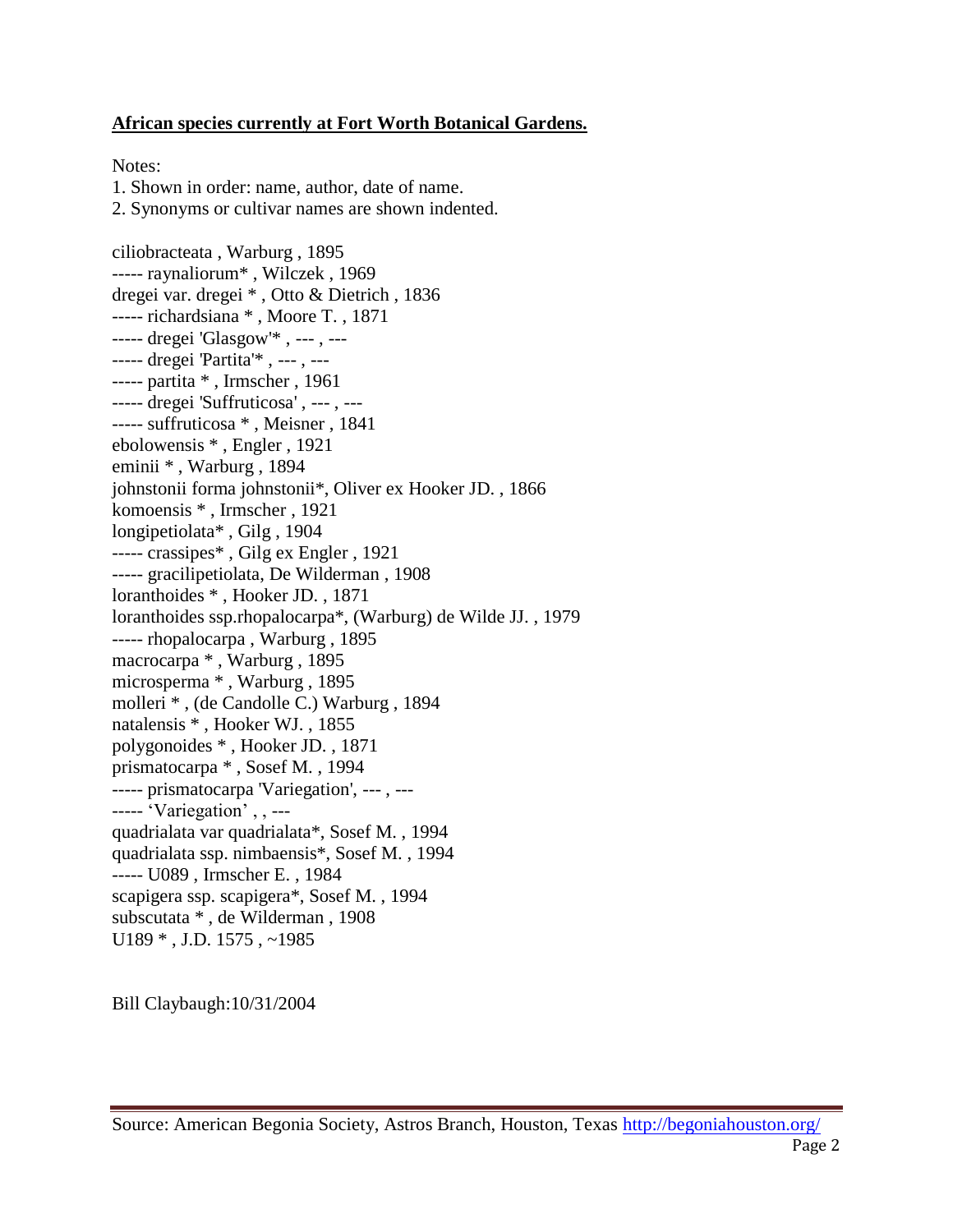**African species currently at Fort Worth Botanical Gardens.**

Notes:

1. Shown in order: name, author, date of name.
2. Synonyms or cultivar names are shown indented.

ciliobracteata , Warburg , 1895
----- raynaliorum* , Wilczek , 1969
dregei var. dregei * , Otto & Dietrich , 1836
----- richardsiana * , Moore T. , 1871
----- dregei 'Glasgow'* , --- , ---
----- dregei 'Partita'* , --- , ---
----- partita * , Irmscher , 1961
----- dregei 'Suffruticosa' , --- , ---
----- suffruticosa * , Meisner , 1841
ebolowensis * , Engler , 1921
eminii * , Warburg , 1894
johnstonii forma johnstonii*, Oliver ex Hooker JD. , 1866
komoensis * , Irmscher , 1921
longipetiolata* , Gilg , 1904
----- crassipes* , Gilg ex Engler , 1921
----- gracilipetiolata, De Wilderman , 1908
loranthoides * , Hooker JD. , 1871
loranthoides ssp.rhopalocarpa*, (Warburg) de Wilde JJ. , 1979
----- rhopalocarpa , Warburg , 1895
macrocarpa * , Warburg , 1895
microsperma * , Warburg , 1895
molleri * , (de Candolle C.) Warburg , 1894
natalensis * , Hooker WJ. , 1855
polygonoides * , Hooker JD. , 1871
prismatocarpa * , Sosef M. , 1994
----- prismatocarpa 'Variegation', --- , ---
----- 'Variegation' , , ---
quadrialalata var quadrialata*, Sosef M. , 1994
quadrialata ssp. nimbaensis*, Sosef M. , 1994
----- U089 , Irmscher E. , 1984
scapigera ssp. scapigera*, Sosef M. , 1994
subscutata * , de Wilderman , 1908
U189 * , J.D. 1575 , ~1985

Bill Claybaugh:10/31/2004

Source: American Begonia Society, Astros Branch, Houston, Texas http://begoniahouston.org/